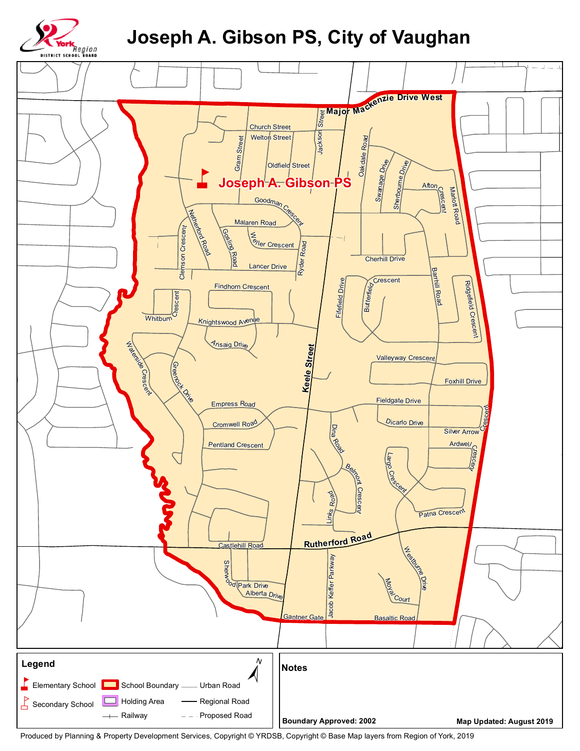# Joseph A. Gibson PS, City of Vaughan

York Region District School Board

Major Mackenzie Drive West
Church Street
Welton Street
Jackson Street
Gram Street
Oldfield Street
Oakdale Road
Swanage Drive
Sherbourne Drive
Afton Crescent
Marlott Road
Joseph A. Gibson PS
Goodman Crescent
Netherford Road
Malaren Road
Gosling Road
Weller Crescent
Ryder Road
Clemson Crescent
Lancer Drive
Cherhill Drive
Barrhill Road
Findhorn Crescent
Fifefield Drive
Butterfield Crescent
Ridgefield Crescent
Whitburn Crescent
Knightswood Avenue
Arisaig Drive
Waterside Crescent
Greenock Drive
Keele Street
Valleyway Crescent
Foxhill Drive
Empress Road
Fieldgate Drive
Cromwell Road
Dicarlo Drive
Silver Arrow Crescent
Pentland Crescent
Dina Road
Ardwell Crescent
Largo Crescent
Belmont Crescent
Links Road
Patna Crescent
Castlehill Road
Rutherford Road
Sherwood Park Drive
Alberta Drive
Jacob Keffer Parkway
Westburne Drive
Moyal Court
Gantner Gate
Basaltic Road

**Legend**

- Elementary School
- Secondary School
- School Boundary
- Holding Area
- Railway
- Urban Road
- Regional Road
- Proposed Road

**Notes**

**Boundary Approved: 2002**

**Map Updated: August 2019**

Produced by Planning & Property Development Services, Copyright © YRDSB, Copyright © Base Map layers from Region of York, 2019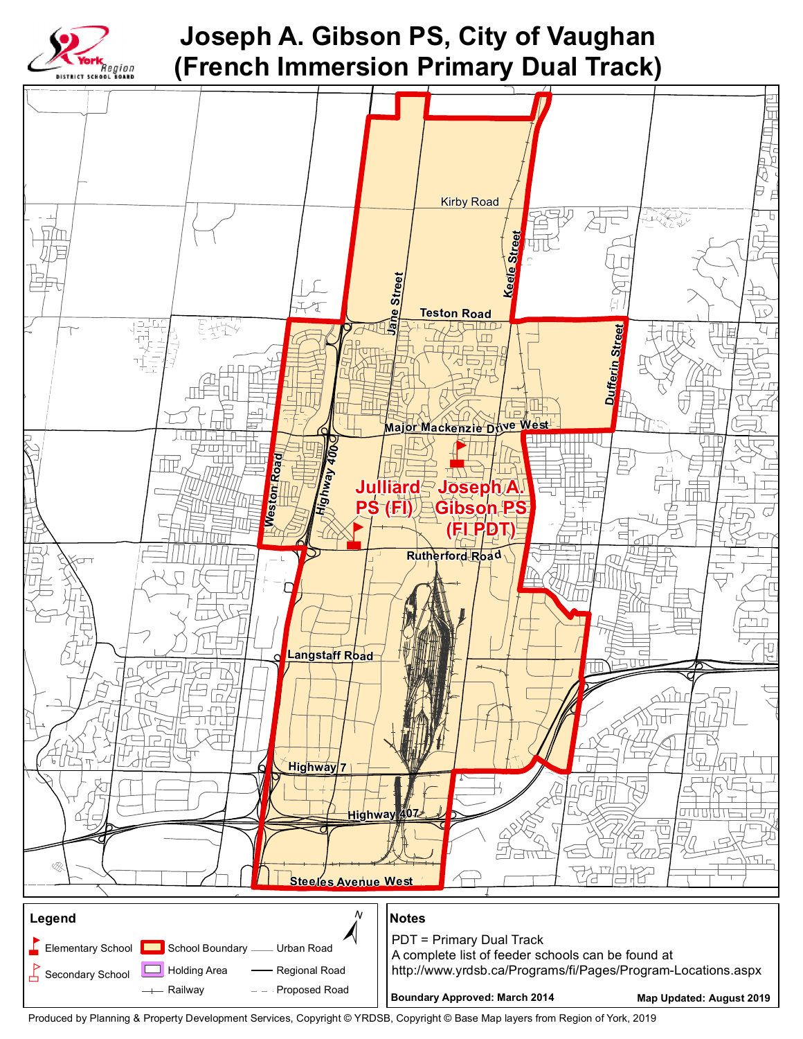# Joseph A. Gibson PS, City of Vaughan (French Immersion Primary Dual Track)

York Region District School Board

Kirby Road

Keele Street

Jane Street

Teston Road

Dufferin Street

Major Mackenzie Drive West

Weston Road

Highway 400

Julliard PS (FI)

Joseph A. Gibson PS (FI PDT)

Rutherford Road

Langstaff Road

Highway 7

Highway 407

Steeles Avenue West

## Legend

- Elementary School
- Secondary School
- School Boundary
- Holding Area
- Railway
- Urban Road
- Regional Road
- Proposed Road

N

## Notes

PDT = Primary Dual Track

A complete list of feeder schools can be found at http://www.yrdsb.ca/Programs/fi/Pages/Program-Locations.aspx

**Boundary Approved: March 2014**

**Map Updated: August 2019**

Produced by Planning & Property Development Services, Copyright © YRDSB, Copyright © Base Map layers from Region of York, 2019